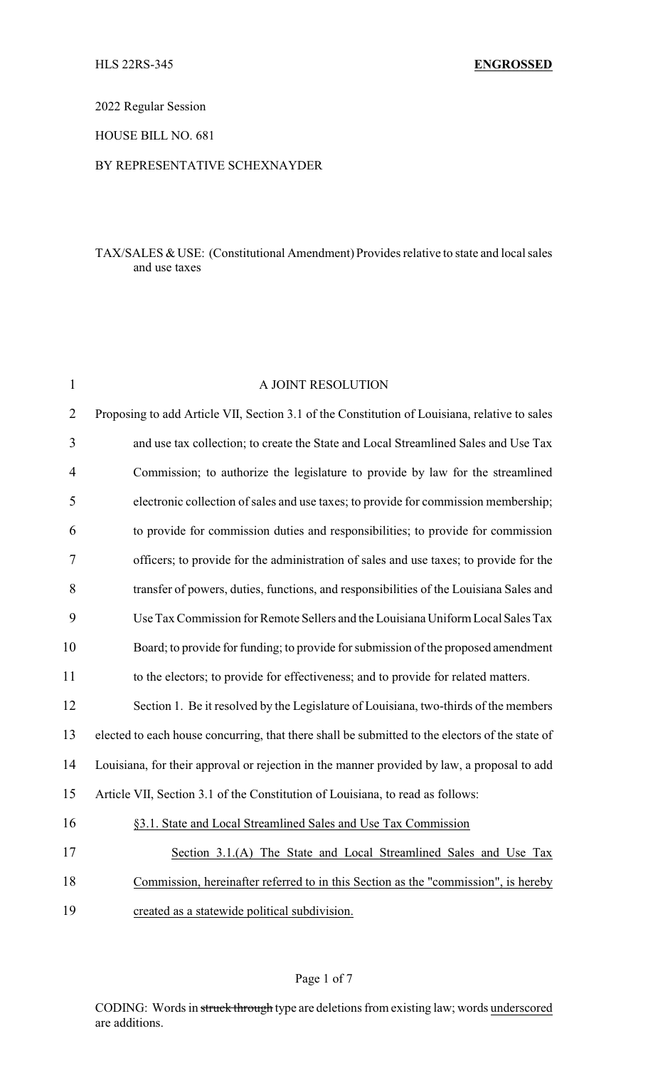HLS 22RS-345 **ENGROSSED**

2022 Regular Session

HOUSE BILL NO. 681

BY REPRESENTATIVE SCHEXNAYDER

TAX/SALES & USE: (Constitutional Amendment) Provides relative to state and local sales and use taxes

A JOINT RESOLUTION

Proposing to add Article VII, Section 3.1 of the Constitution of Louisiana, relative to sales and use tax collection; to create the State and Local Streamlined Sales and Use Tax Commission; to authorize the legislature to provide by law for the streamlined electronic collection of sales and use taxes; to provide for commission membership; to provide for commission duties and responsibilities; to provide for commission officers; to provide for the administration of sales and use taxes; to provide for the transfer of powers, duties, functions, and responsibilities of the Louisiana Sales and Use Tax Commission for Remote Sellers and the Louisiana Uniform Local Sales Tax Board; to provide for funding; to provide for submission of the proposed amendment to the electors; to provide for effectiveness; and to provide for related matters.

Section 1. Be it resolved by the Legislature of Louisiana, two-thirds of the members elected to each house concurring, that there shall be submitted to the electors of the state of Louisiana, for their approval or rejection in the manner provided by law, a proposal to add Article VII, Section 3.1 of the Constitution of Louisiana, to read as follows:

§3.1. State and Local Streamlined Sales and Use Tax Commission

Section 3.1.(A) The State and Local Streamlined Sales and Use Tax Commission, hereinafter referred to in this Section as the "commission", is hereby created as a statewide political subdivision.

CODING: Words in ~~struck through~~ type are deletions from existing law; words underscored are additions.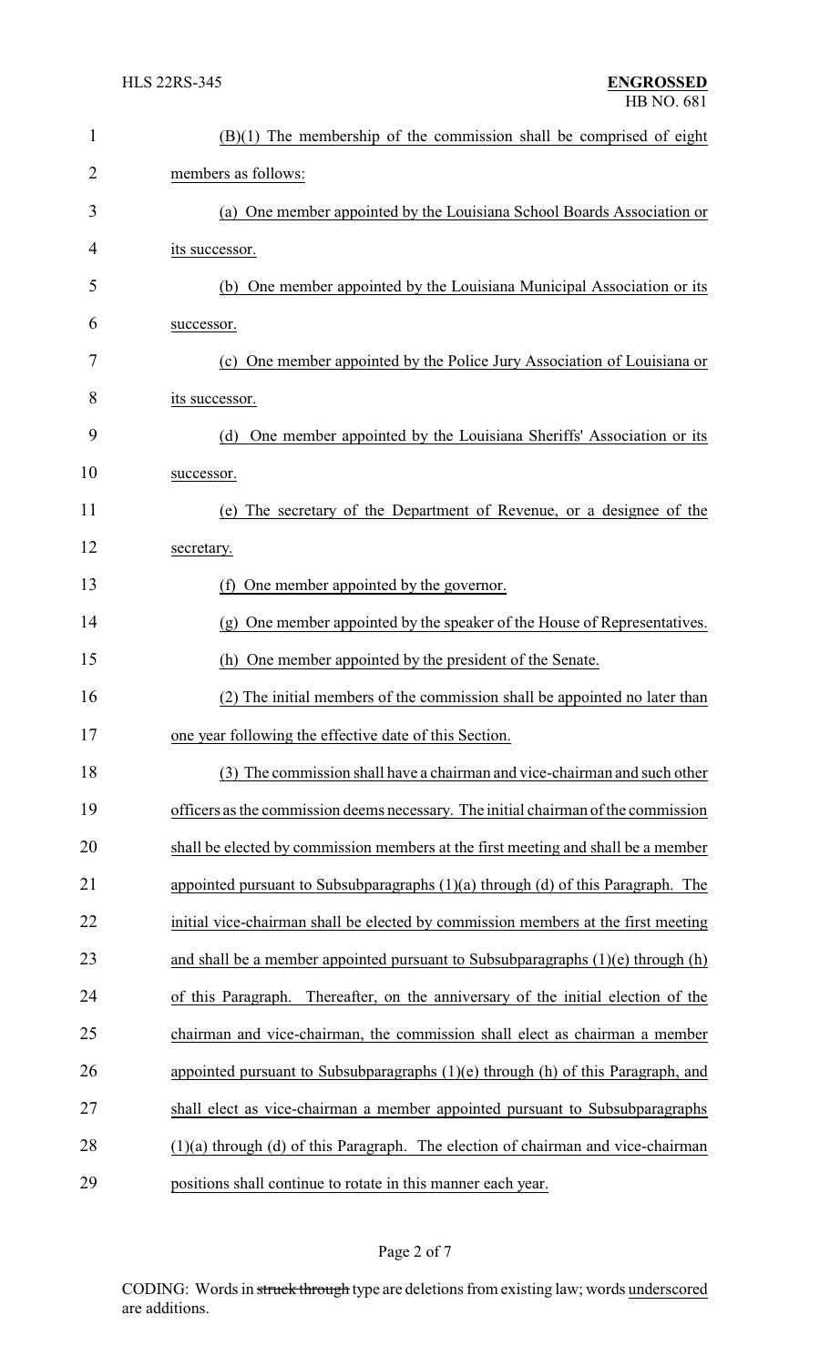(B)(1) The membership of the commission shall be comprised of eight members as follows:

(a) One member appointed by the Louisiana School Boards Association or its successor.

(b) One member appointed by the Louisiana Municipal Association or its successor.

(c) One member appointed by the Police Jury Association of Louisiana or its successor.

(d) One member appointed by the Louisiana Sheriffs' Association or its successor.

(e) The secretary of the Department of Revenue, or a designee of the secretary.

(f) One member appointed by the governor.

(g) One member appointed by the speaker of the House of Representatives.

(h) One member appointed by the president of the Senate.

(2) The initial members of the commission shall be appointed no later than one year following the effective date of this Section.

(3) The commission shall have a chairman and vice-chairman and such other officers as the commission deems necessary. The initial chairman of the commission shall be elected by commission members at the first meeting and shall be a member appointed pursuant to Subsubparagraphs (1)(a) through (d) of this Paragraph. The initial vice-chairman shall be elected by commission members at the first meeting and shall be a member appointed pursuant to Subsubparagraphs (1)(e) through (h) of this Paragraph. Thereafter, on the anniversary of the initial election of the chairman and vice-chairman, the commission shall elect as chairman a member appointed pursuant to Subsubparagraphs (1)(e) through (h) of this Paragraph, and shall elect as vice-chairman a member appointed pursuant to Subsubparagraphs (1)(a) through (d) of this Paragraph. The election of chairman and vice-chairman positions shall continue to rotate in this manner each year.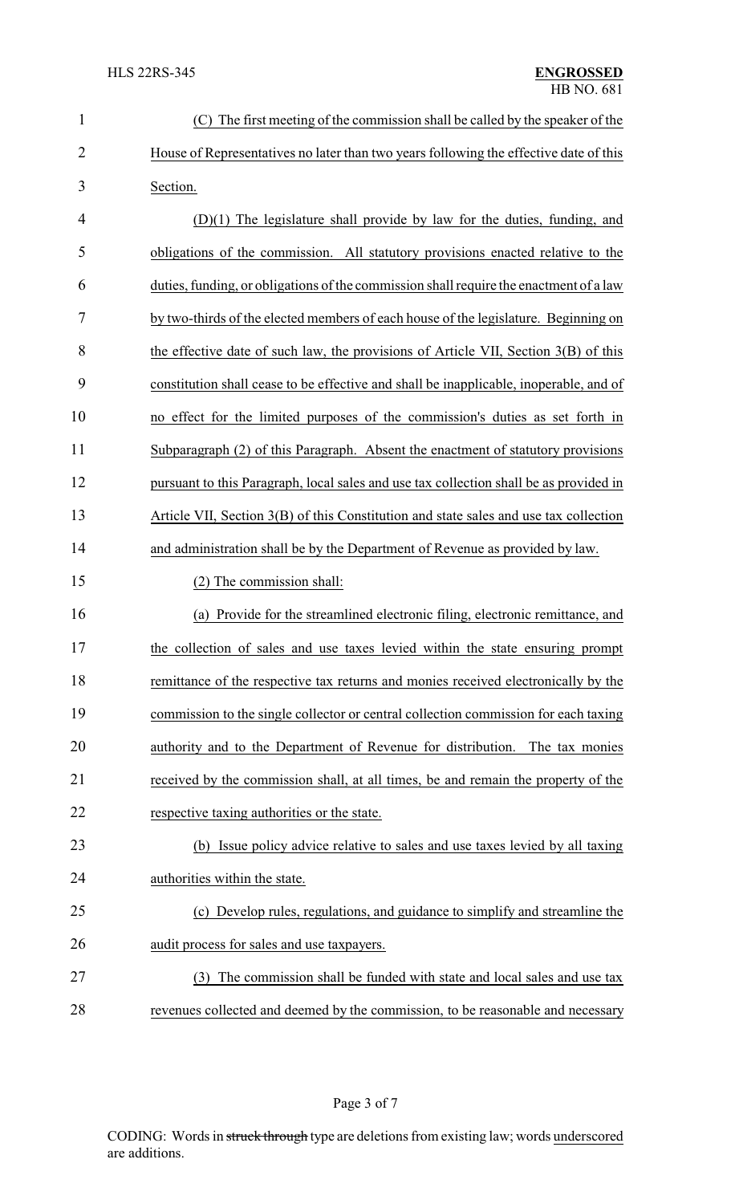(C) The first meeting of the commission shall be called by the speaker of the House of Representatives no later than two years following the effective date of this Section.

(D)(1) The legislature shall provide by law for the duties, funding, and obligations of the commission. All statutory provisions enacted relative to the duties, funding, or obligations of the commission shall require the enactment of a law by two-thirds of the elected members of each house of the legislature. Beginning on the effective date of such law, the provisions of Article VII, Section 3(B) of this constitution shall cease to be effective and shall be inapplicable, inoperable, and of no effect for the limited purposes of the commission's duties as set forth in Subparagraph (2) of this Paragraph. Absent the enactment of statutory provisions pursuant to this Paragraph, local sales and use tax collection shall be as provided in Article VII, Section 3(B) of this Constitution and state sales and use tax collection and administration shall be by the Department of Revenue as provided by law.

(2) The commission shall:

(a) Provide for the streamlined electronic filing, electronic remittance, and the collection of sales and use taxes levied within the state ensuring prompt remittance of the respective tax returns and monies received electronically by the commission to the single collector or central collection commission for each taxing authority and to the Department of Revenue for distribution. The tax monies received by the commission shall, at all times, be and remain the property of the respective taxing authorities or the state.

(b) Issue policy advice relative to sales and use taxes levied by all taxing authorities within the state.

(c) Develop rules, regulations, and guidance to simplify and streamline the audit process for sales and use taxpayers.

(3) The commission shall be funded with state and local sales and use tax revenues collected and deemed by the commission, to be reasonable and necessary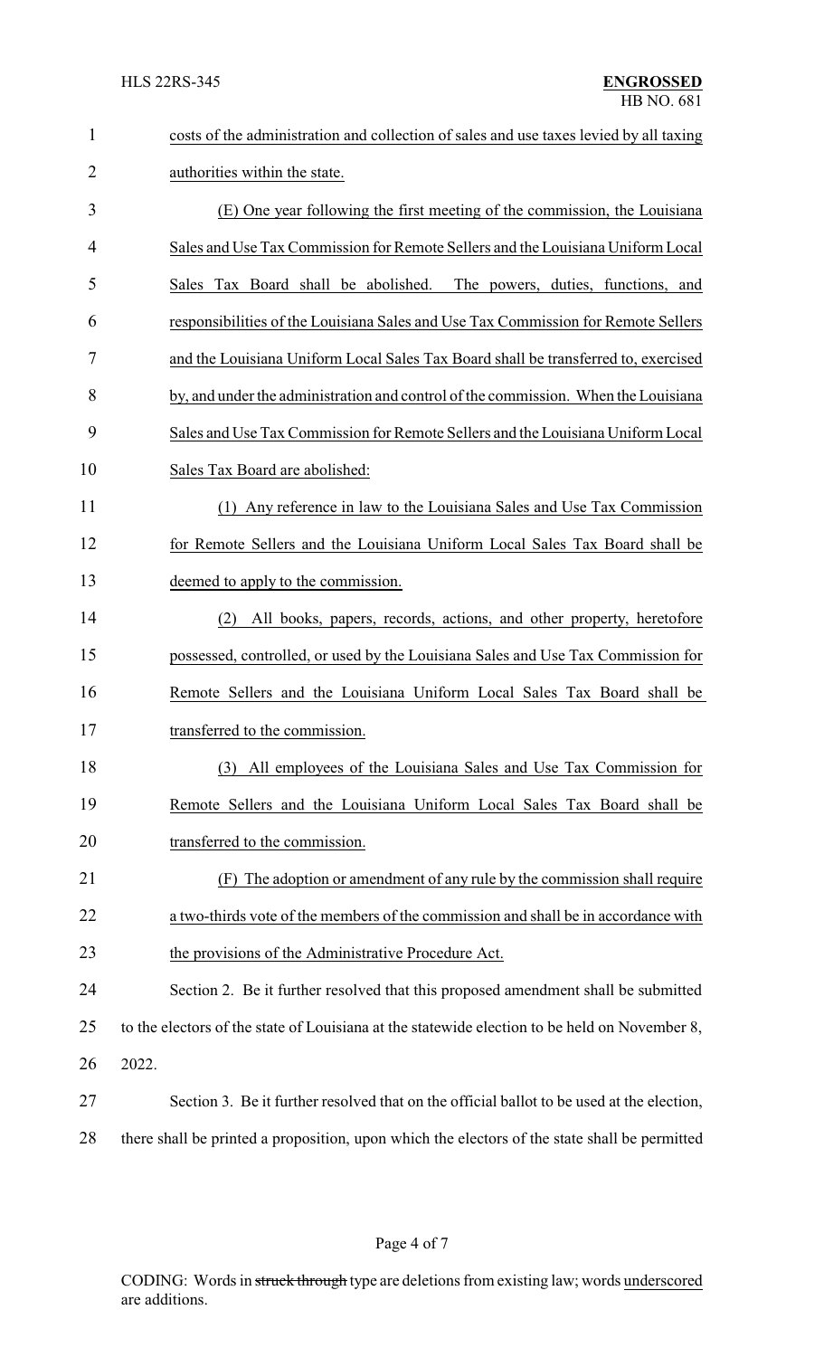costs of the administration and collection of sales and use taxes levied by all taxing authorities within the state.

(E) One year following the first meeting of the commission, the Louisiana Sales and Use Tax Commission for Remote Sellers and the Louisiana Uniform Local Sales Tax Board shall be abolished. The powers, duties, functions, and responsibilities of the Louisiana Sales and Use Tax Commission for Remote Sellers and the Louisiana Uniform Local Sales Tax Board shall be transferred to, exercised by, and under the administration and control of the commission. When the Louisiana Sales and Use Tax Commission for Remote Sellers and the Louisiana Uniform Local Sales Tax Board are abolished:

(1) Any reference in law to the Louisiana Sales and Use Tax Commission for Remote Sellers and the Louisiana Uniform Local Sales Tax Board shall be deemed to apply to the commission.

(2) All books, papers, records, actions, and other property, heretofore possessed, controlled, or used by the Louisiana Sales and Use Tax Commission for Remote Sellers and the Louisiana Uniform Local Sales Tax Board shall be transferred to the commission.

(3) All employees of the Louisiana Sales and Use Tax Commission for Remote Sellers and the Louisiana Uniform Local Sales Tax Board shall be transferred to the commission.

(F) The adoption or amendment of any rule by the commission shall require a two-thirds vote of the members of the commission and shall be in accordance with the provisions of the Administrative Procedure Act.

Section 2. Be it further resolved that this proposed amendment shall be submitted to the electors of the state of Louisiana at the statewide election to be held on November 8, 2022.

Section 3. Be it further resolved that on the official ballot to be used at the election, there shall be printed a proposition, upon which the electors of the state shall be permitted

CODING: Words in ~~struck through~~ type are deletions from existing law; words underscored are additions.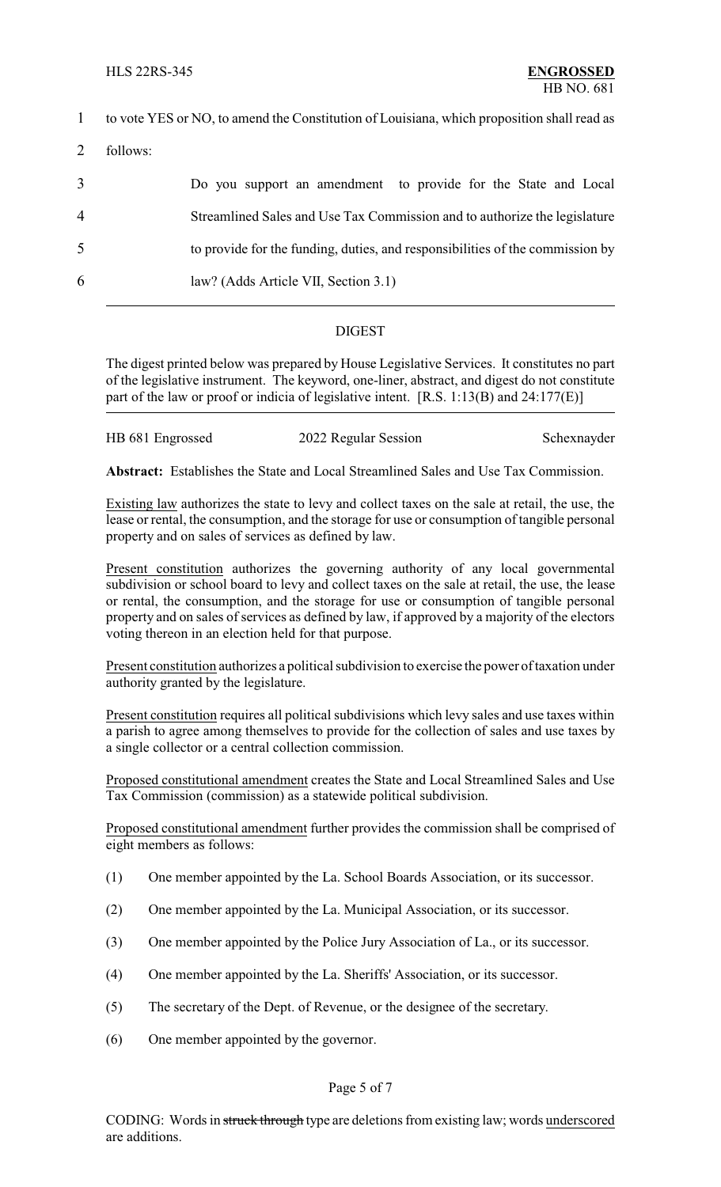to vote YES or NO, to amend the Constitution of Louisiana, which proposition shall read as follows:

> Do you support an amendment to provide for the State and Local Streamlined Sales and Use Tax Commission and to authorize the legislature to provide for the funding, duties, and responsibilities of the commission by law? (Adds Article VII, Section 3.1)

---

## DIGEST

The digest printed below was prepared by House Legislative Services. It constitutes no part of the legislative instrument. The keyword, one-liner, abstract, and digest do not constitute part of the law or proof or indicia of legislative intent. [R.S. 1:13(B) and 24:177(E)]

---

HB 681 Engrossed | 2022 Regular Session | Schexnayder

**Abstract:** Establishes the State and Local Streamlined Sales and Use Tax Commission.

Existing law authorizes the state to levy and collect taxes on the sale at retail, the use, the lease or rental, the consumption, and the storage for use or consumption of tangible personal property and on sales of services as defined by law.

Present constitution authorizes the governing authority of any local governmental subdivision or school board to levy and collect taxes on the sale at retail, the use, the lease or rental, the consumption, and the storage for use or consumption of tangible personal property and on sales of services as defined by law, if approved by a majority of the electors voting thereon in an election held for that purpose.

Present constitution authorizes a political subdivision to exercise the power of taxation under authority granted by the legislature.

Present constitution requires all political subdivisions which levy sales and use taxes within a parish to agree among themselves to provide for the collection of sales and use taxes by a single collector or a central collection commission.

Proposed constitutional amendment creates the State and Local Streamlined Sales and Use Tax Commission (commission) as a statewide political subdivision.

Proposed constitutional amendment further provides the commission shall be comprised of eight members as follows:

(1) One member appointed by the La. School Boards Association, or its successor.

(2) One member appointed by the La. Municipal Association, or its successor.

(3) One member appointed by the Police Jury Association of La., or its successor.

(4) One member appointed by the La. Sheriffs' Association, or its successor.

(5) The secretary of the Dept. of Revenue, or the designee of the secretary.

(6) One member appointed by the governor.

CODING: Words in ~~struck through~~ type are deletions from existing law; words underscored are additions.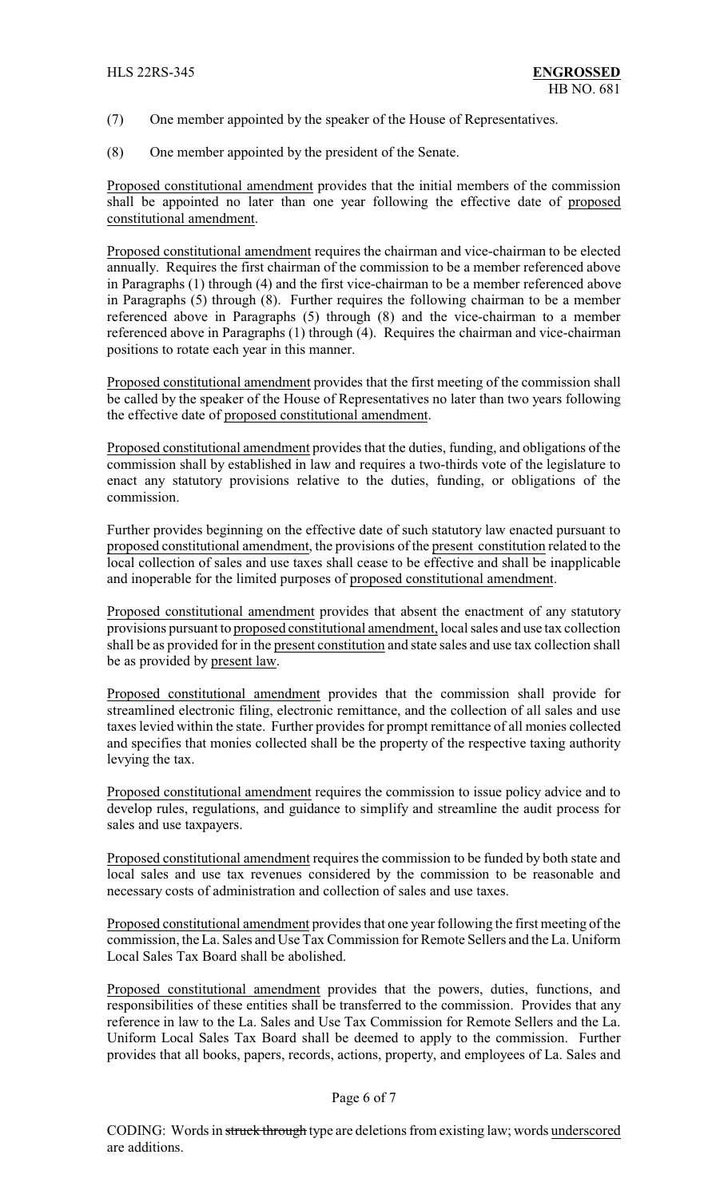(7) One member appointed by the speaker of the House of Representatives.

(8) One member appointed by the president of the Senate.

Proposed constitutional amendment provides that the initial members of the commission shall be appointed no later than one year following the effective date of proposed constitutional amendment.

Proposed constitutional amendment requires the chairman and vice-chairman to be elected annually. Requires the first chairman of the commission to be a member referenced above in Paragraphs (1) through (4) and the first vice-chairman to be a member referenced above in Paragraphs (5) through (8). Further requires the following chairman to be a member referenced above in Paragraphs (5) through (8) and the vice-chairman to a member referenced above in Paragraphs (1) through (4). Requires the chairman and vice-chairman positions to rotate each year in this manner.

Proposed constitutional amendment provides that the first meeting of the commission shall be called by the speaker of the House of Representatives no later than two years following the effective date of proposed constitutional amendment.

Proposed constitutional amendment provides that the duties, funding, and obligations of the commission shall by established in law and requires a two-thirds vote of the legislature to enact any statutory provisions relative to the duties, funding, or obligations of the commission.

Further provides beginning on the effective date of such statutory law enacted pursuant to proposed constitutional amendment, the provisions of the present constitution related to the local collection of sales and use taxes shall cease to be effective and shall be inapplicable and inoperable for the limited purposes of proposed constitutional amendment.

Proposed constitutional amendment provides that absent the enactment of any statutory provisions pursuant to proposed constitutional amendment, local sales and use tax collection shall be as provided for in the present constitution and state sales and use tax collection shall be as provided by present law.

Proposed constitutional amendment provides that the commission shall provide for streamlined electronic filing, electronic remittance, and the collection of all sales and use taxes levied within the state. Further provides for prompt remittance of all monies collected and specifies that monies collected shall be the property of the respective taxing authority levying the tax.

Proposed constitutional amendment requires the commission to issue policy advice and to develop rules, regulations, and guidance to simplify and streamline the audit process for sales and use taxpayers.

Proposed constitutional amendment requires the commission to be funded by both state and local sales and use tax revenues considered by the commission to be reasonable and necessary costs of administration and collection of sales and use taxes.

Proposed constitutional amendment provides that one year following the first meeting of the commission, the La. Sales and Use Tax Commission for Remote Sellers and the La. Uniform Local Sales Tax Board shall be abolished.

Proposed constitutional amendment provides that the powers, duties, functions, and responsibilities of these entities shall be transferred to the commission. Provides that any reference in law to the La. Sales and Use Tax Commission for Remote Sellers and the La. Uniform Local Sales Tax Board shall be deemed to apply to the commission. Further provides that all books, papers, records, actions, property, and employees of La. Sales and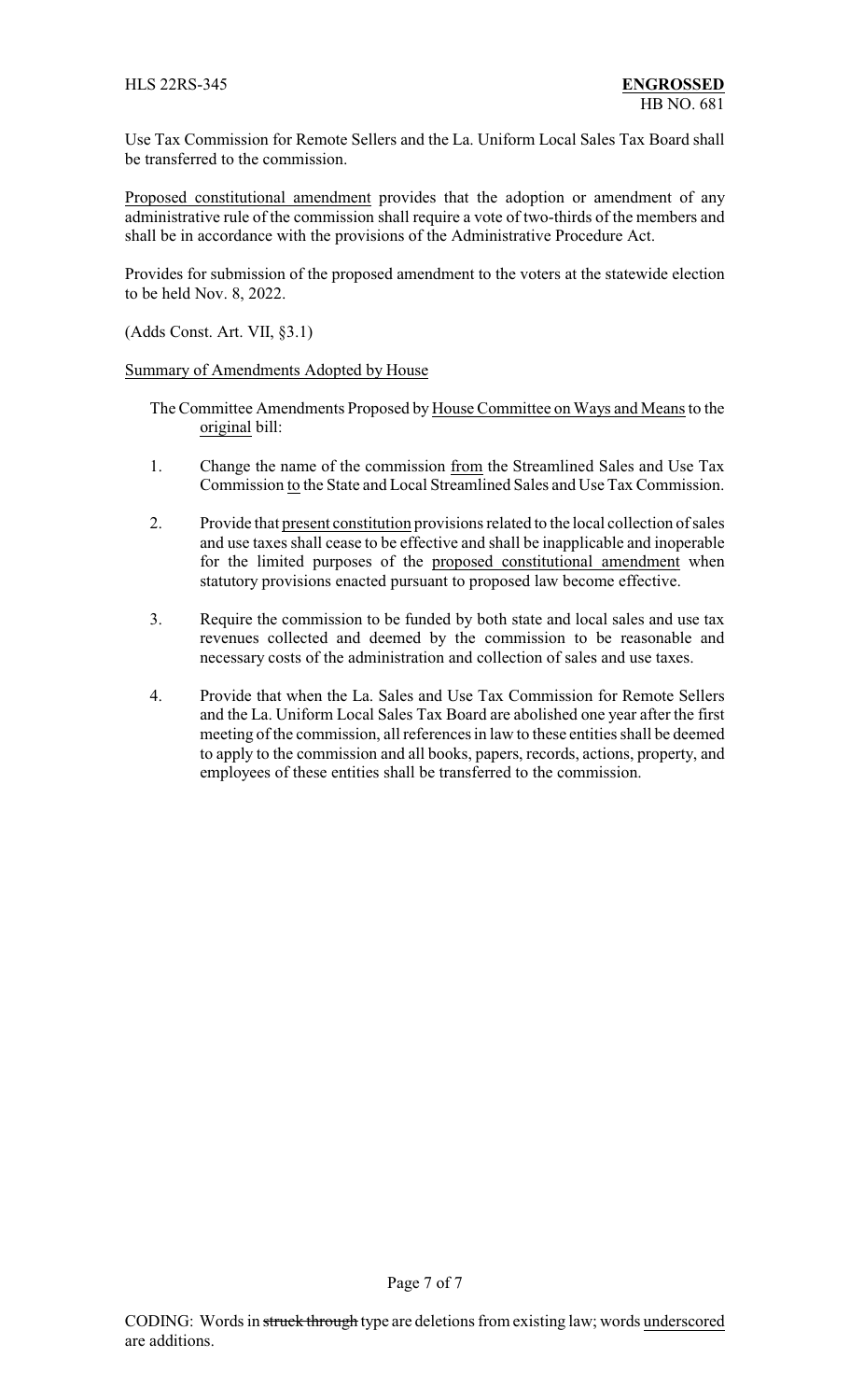Use Tax Commission for Remote Sellers and the La. Uniform Local Sales Tax Board shall be transferred to the commission.

Proposed constitutional amendment provides that the adoption or amendment of any administrative rule of the commission shall require a vote of two-thirds of the members and shall be in accordance with the provisions of the Administrative Procedure Act.

Provides for submission of the proposed amendment to the voters at the statewide election to be held Nov. 8, 2022.

(Adds Const. Art. VII, §3.1)

Summary of Amendments Adopted by House

The Committee Amendments Proposed by House Committee on Ways and Means to the original bill:

1. Change the name of the commission from the Streamlined Sales and Use Tax Commission to the State and Local Streamlined Sales and Use Tax Commission.

2. Provide that present constitution provisions related to the local collection of sales and use taxes shall cease to be effective and shall be inapplicable and inoperable for the limited purposes of the proposed constitutional amendment when statutory provisions enacted pursuant to proposed law become effective.

3. Require the commission to be funded by both state and local sales and use tax revenues collected and deemed by the commission to be reasonable and necessary costs of the administration and collection of sales and use taxes.

4. Provide that when the La. Sales and Use Tax Commission for Remote Sellers and the La. Uniform Local Sales Tax Board are abolished one year after the first meeting of the commission, all references in law to these entities shall be deemed to apply to the commission and all books, papers, records, actions, property, and employees of these entities shall be transferred to the commission.

CODING: Words in ~~struck through~~ type are deletions from existing law; words underscored are additions.